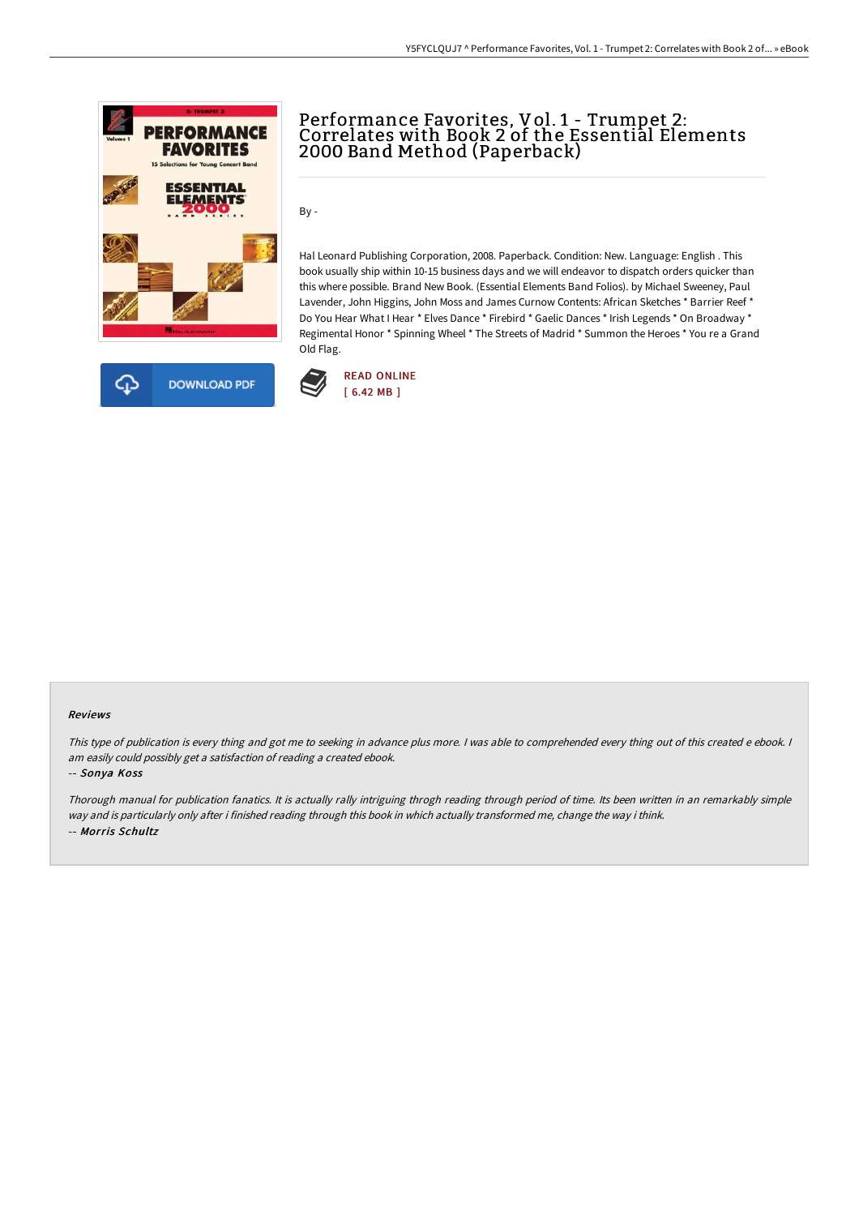# Performance Favorites, Vol. 1 - Trumpet 2: Correlates with Book 2 of the Essential Elements 2000 Band Method (Paperback)

By -

Hal Leonard Publishing Corporation, 2008. Paperback. Condition: New. Language: English . This book usually ship within 10-15 business days and we will endeavor to dispatch orders quicker than this where possible. Brand New Book. (Essential Elements Band Folios). by Michael Sweeney, Paul Lavender, John Higgins, John Moss and James Curnow Contents: African Sketches * Barrier Reef * Do You Hear What I Hear * Elves Dance * Firebird * Gaelic Dances * Irish Legends * On Broadway * Regimental Honor * Spinning Wheel * The Streets of Madrid * Summon the Heroes * You re a Grand Old Flag.

DOWNLOAD PDF

READ ONLINE
[ 6.42 MB ]

### Reviews

*This type of publication is every thing and got me to seeking in advance plus more. I was able to comprehended every thing out of this created e ebook. I am easily could possibly get a satisfaction of reading a created ebook.*

-- *Sonya Koss*

*Thorough manual for publication fanatics. It is actually rally intriguing throgh reading through period of time. Its been written in an remarkably simple way and is particularly only after i finished reading through this book in which actually transformed me, change the way i think.*

-- *Morris Schultz*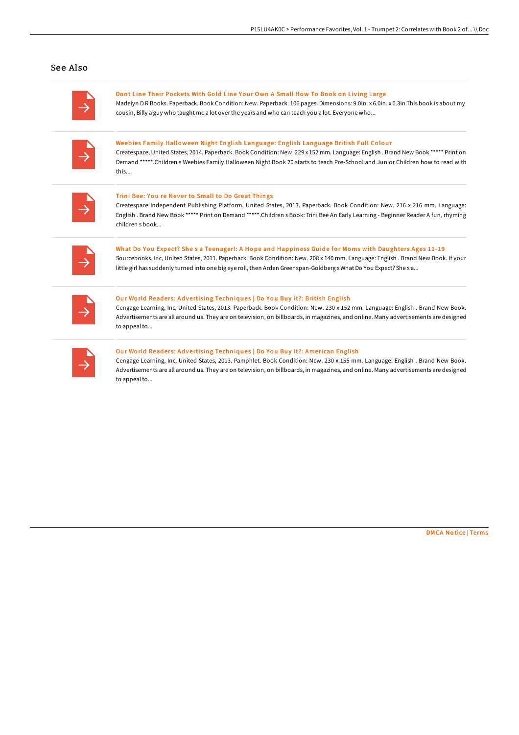## See Also

**Dont Line Their Pockets With Gold Line Your Own A Small How To Book on Living Large**

Madelyn D R Books. Paperback. Book Condition: New. Paperback. 106 pages. Dimensions: 9.0in. x 6.0in. x 0.3in.This book is about my cousin, Billy a guy who taught me a lot over the years and who can teach you a lot. Everyone who...

**Weebies Family Halloween Night English Language: English Language British Full Colour**

Createspace, United States, 2014. Paperback. Book Condition: New. 229 x 152 mm. Language: English . Brand New Book ***** Print on Demand *****.Children s Weebies Family Halloween Night Book 20 starts to teach Pre-School and Junior Children how to read with this...

**Trini Bee: You re Never to Small to Do Great Things**

Createspace Independent Publishing Platform, United States, 2013. Paperback. Book Condition: New. 216 x 216 mm. Language: English . Brand New Book ***** Print on Demand *****.Children s Book: Trini Bee An Early Learning - Beginner Reader A fun, rhyming children s book...

**What Do You Expect? She s a Teenager!: A Hope and Happiness Guide for Moms with Daughters Ages 11-19**

Sourcebooks, Inc, United States, 2011. Paperback. Book Condition: New. 208 x 140 mm. Language: English . Brand New Book. If your little girl has suddenly turned into one big eye roll, then Arden Greenspan-Goldberg s What Do You Expect? She s a...

**Our World Readers: Advertising Techniques | Do You Buy it?: British English**

Cengage Learning, Inc, United States, 2013. Paperback. Book Condition: New. 230 x 152 mm. Language: English . Brand New Book. Advertisements are all around us. They are on television, on billboards, in magazines, and online. Many advertisements are designed to appeal to...

**Our World Readers: Advertising Techniques | Do You Buy it?: American English**

Cengage Learning, Inc, United States, 2013. Pamphlet. Book Condition: New. 230 x 155 mm. Language: English . Brand New Book. Advertisements are all around us. They are on television, on billboards, in magazines, and online. Many advertisements are designed to appeal to...